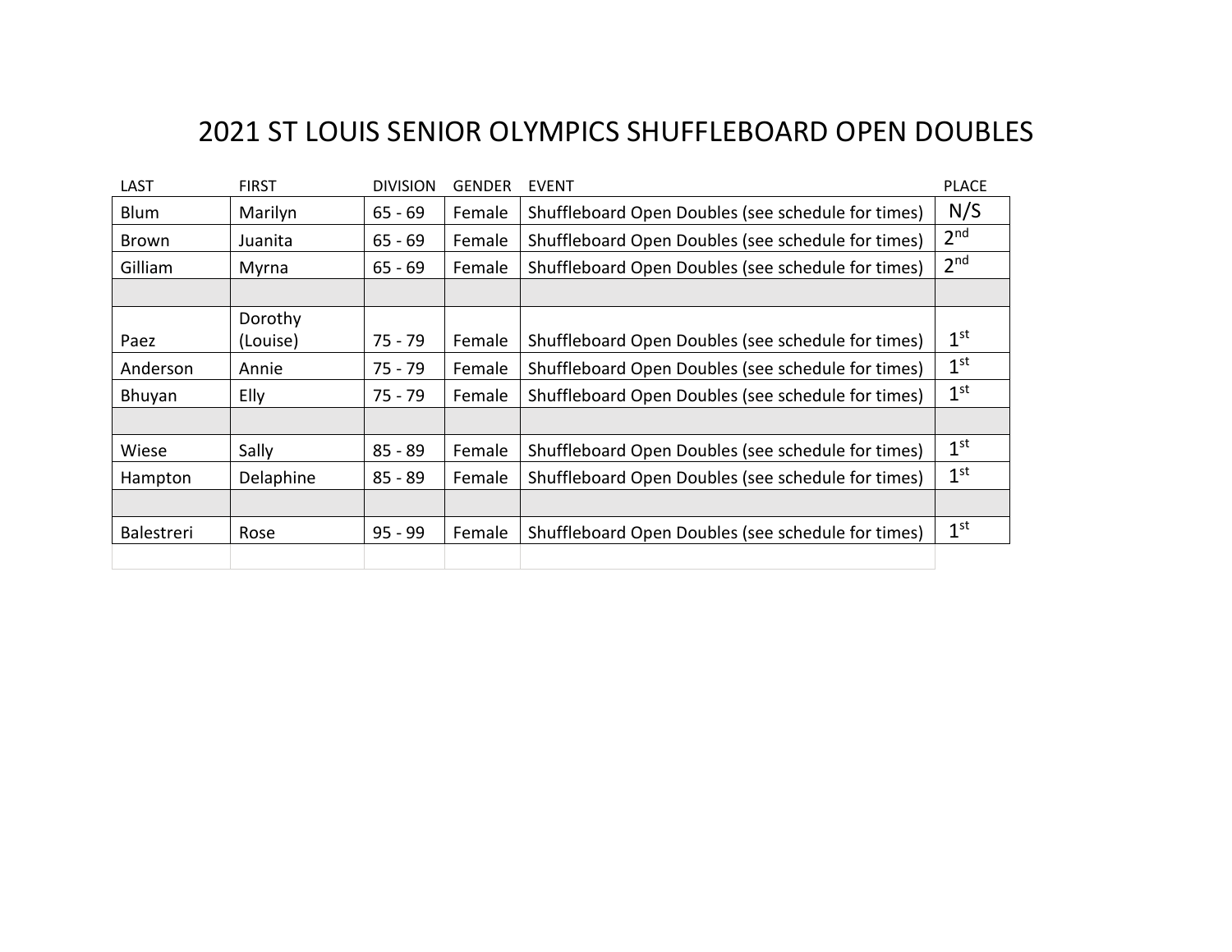# 2021 ST LOUIS SENIOR OLYMPICS SHUFFLEBOARD OPEN DOUBLES

| LAST | FIRST | DIVISION | GENDER | EVENT | PLACE |
|---|---|---|---|---|---|
| Blum | Marilyn | 65 - 69 | Female | Shuffleboard Open Doubles (see schedule for times) | N/S |
| Brown | Juanita | 65 - 69 | Female | Shuffleboard Open Doubles (see schedule for times) | 2nd |
| Gilliam | Myrna | 65 - 69 | Female | Shuffleboard Open Doubles (see schedule for times) | 2nd |
| | | | | | |
| Paez | Dorothy (Louise) | 75 - 79 | Female | Shuffleboard Open Doubles (see schedule for times) | 1st |
| Anderson | Annie | 75 - 79 | Female | Shuffleboard Open Doubles (see schedule for times) | 1st |
| Bhuyan | Elly | 75 - 79 | Female | Shuffleboard Open Doubles (see schedule for times) | 1st |
| | | | | | |
| Wiese | Sally | 85 - 89 | Female | Shuffleboard Open Doubles (see schedule for times) | 1st |
| Hampton | Delaphine | 85 - 89 | Female | Shuffleboard Open Doubles (see schedule for times) | 1st |
| | | | | | |
| Balestreri | Rose | 95 - 99 | Female | Shuffleboard Open Doubles (see schedule for times) | 1st |
| | | | | | |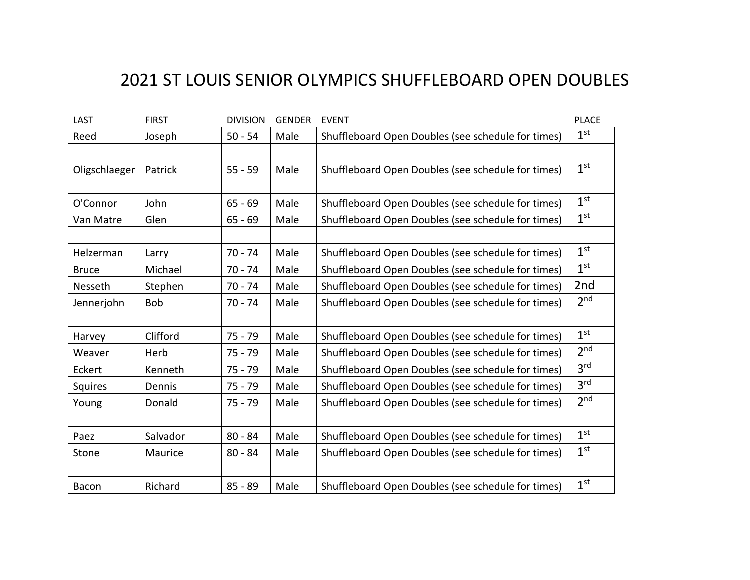# 2021 ST LOUIS SENIOR OLYMPICS SHUFFLEBOARD OPEN DOUBLES

| LAST | FIRST | DIVISION | GENDER | EVENT | PLACE |
|---|---|---|---|---|---|
| Reed | Joseph | 50 - 54 | Male | Shuffleboard Open Doubles (see schedule for times) | 1st |
| | | | | | |
| Oligschlaeger | Patrick | 55 - 59 | Male | Shuffleboard Open Doubles (see schedule for times) | 1st |
| | | | | | |
| O'Connor | John | 65 - 69 | Male | Shuffleboard Open Doubles (see schedule for times) | 1st |
| Van Matre | Glen | 65 - 69 | Male | Shuffleboard Open Doubles (see schedule for times) | 1st |
| | | | | | |
| Helzerman | Larry | 70 - 74 | Male | Shuffleboard Open Doubles (see schedule for times) | 1st |
| Bruce | Michael | 70 - 74 | Male | Shuffleboard Open Doubles (see schedule for times) | 1st |
| Nesseth | Stephen | 70 - 74 | Male | Shuffleboard Open Doubles (see schedule for times) | 2nd |
| Jennerjohn | Bob | 70 - 74 | Male | Shuffleboard Open Doubles (see schedule for times) | 2nd |
| | | | | | |
| Harvey | Clifford | 75 - 79 | Male | Shuffleboard Open Doubles (see schedule for times) | 1st |
| Weaver | Herb | 75 - 79 | Male | Shuffleboard Open Doubles (see schedule for times) | 2nd |
| Eckert | Kenneth | 75 - 79 | Male | Shuffleboard Open Doubles (see schedule for times) | 3rd |
| Squires | Dennis | 75 - 79 | Male | Shuffleboard Open Doubles (see schedule for times) | 3rd |
| Young | Donald | 75 - 79 | Male | Shuffleboard Open Doubles (see schedule for times) | 2nd |
| | | | | | |
| Paez | Salvador | 80 - 84 | Male | Shuffleboard Open Doubles (see schedule for times) | 1st |
| Stone | Maurice | 80 - 84 | Male | Shuffleboard Open Doubles (see schedule for times) | 1st |
| | | | | | |
| Bacon | Richard | 85 - 89 | Male | Shuffleboard Open Doubles (see schedule for times) | 1st |